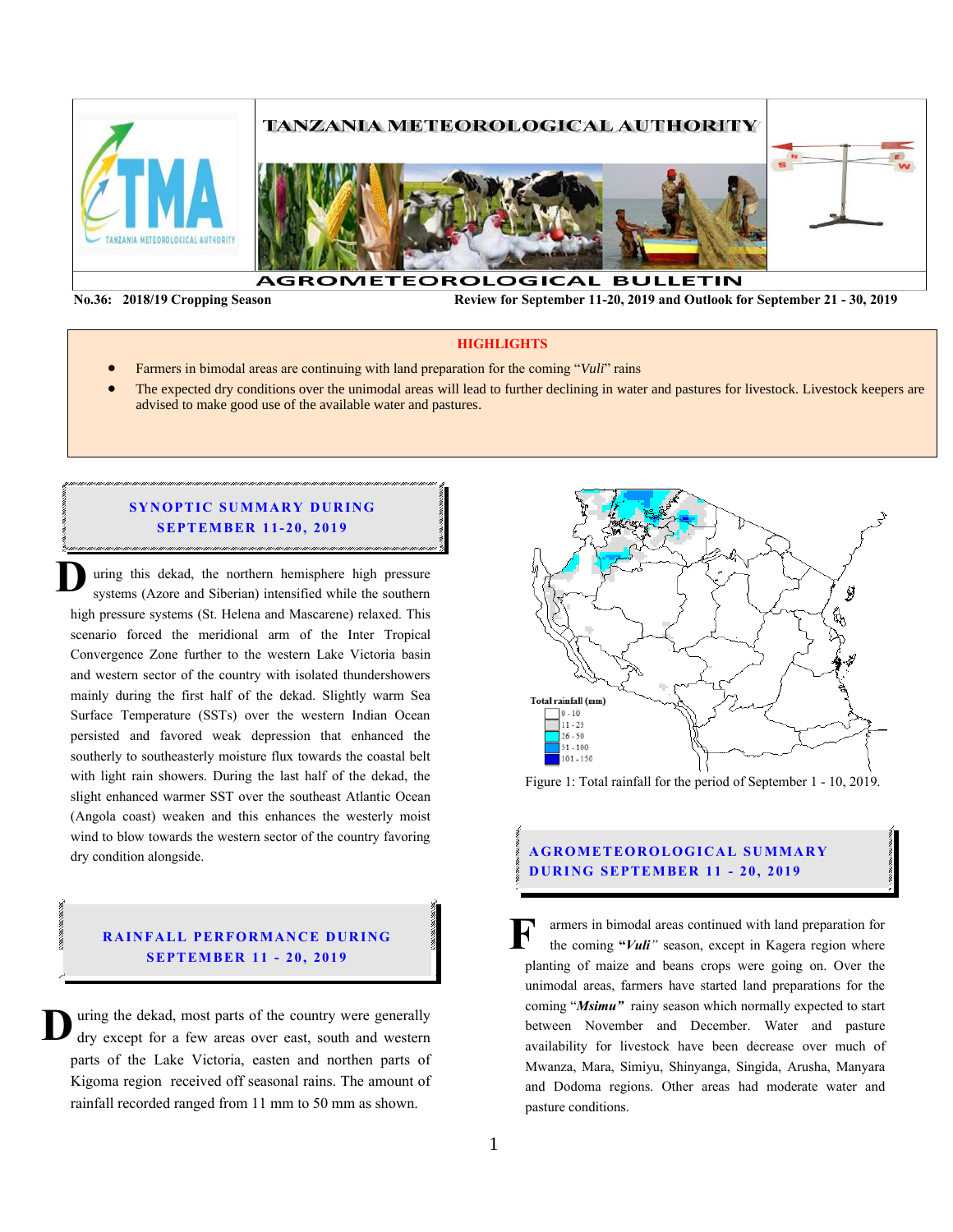# TANZANIA METEOROLOGICAL AUTHORITY

## AGROMETEOROLOGICAL BULLETIN

**No.36: 2018/19 Cropping Season** **Review for September 11-20, 2019 and Outlook for September 21 - 30, 2019**

**HIGHLIGHTS**

- Farmers in bimodal areas are continuing with land preparation for the coming "*Vuli*" rains
- The expected dry conditions over the unimodal areas will lead to further declining in water and pastures for livestock. Livestock keepers are advised to make good use of the available water and pastures.

## SYNOPTIC SUMMARY DURING SEPTEMBER 11-20, 2019

During this dekad, the northern hemisphere high pressure systems (Azore and Siberian) intensified while the southern high pressure systems (St. Helena and Mascarene) relaxed. This scenario forced the meridional arm of the Inter Tropical Convergence Zone further to the western Lake Victoria basin and western sector of the country with isolated thundershowers mainly during the first half of the dekad. Slightly warm Sea Surface Temperature (SSTs) over the western Indian Ocean persisted and favored weak depression that enhanced the southerly to southeasterly moisture flux towards the coastal belt with light rain showers. During the last half of the dekad, the slight enhanced warmer SST over the southeast Atlantic Ocean (Angola coast) weaken and this enhances the westerly moist wind to blow towards the western sector of the country favoring dry condition alongside.

## RAINFALL PERFORMANCE DURING SEPTEMBER 11 - 20, 2019

During the dekad, most parts of the country were generally dry except for a few areas over east, south and western parts of the Lake Victoria, easten and northen parts of Kigoma region received off seasonal rains. The amount of rainfall recorded ranged from 11 mm to 50 mm as shown.

Total rainfall (mm)
- 0 - 10
- 11 - 25
- 26 - 50
- 51 - 100
- 101 - 150

Figure 1: Total rainfall for the period of September 1 - 10, 2019.

## AGROMETEOROLOGICAL SUMMARY DURING SEPTEMBER 11 - 20, 2019

Farmers in bimodal areas continued with land preparation for the coming **"*Vuli*"** season, except in Kagera region where planting of maize and beans crops were going on. Over the unimodal areas, farmers have started land preparations for the coming "***Msimu"*** rainy season which normally expected to start between November and December. Water and pasture availability for livestock have been decrease over much of Mwanza, Mara, Simiyu, Shinyanga, Singida, Arusha, Manyara and Dodoma regions. Other areas had moderate water and pasture conditions.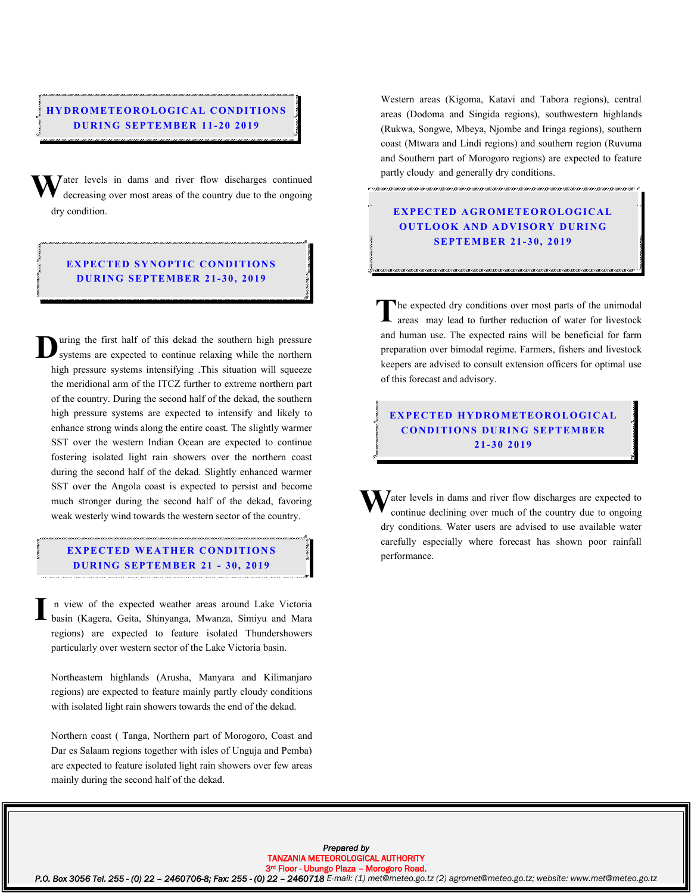## HYDROMETEOROLOGICAL CONDITIONS DURING SEPTEMBER 11-20 2019

Water levels in dams and river flow discharges continued decreasing over most areas of the country due to the ongoing dry condition.

## EXPECTED SYNOPTIC CONDITIONS DURING SEPTEMBER 21-30, 2019

During the first half of this dekad the southern high pressure systems are expected to continue relaxing while the northern high pressure systems intensifying .This situation will squeeze the meridional arm of the ITCZ further to extreme northern part of the country. During the second half of the dekad, the southern high pressure systems are expected to intensify and likely to enhance strong winds along the entire coast. The slightly warmer SST over the western Indian Ocean are expected to continue fostering isolated light rain showers over the northern coast during the second half of the dekad. Slightly enhanced warmer SST over the Angola coast is expected to persist and become much stronger during the second half of the dekad, favoring weak westerly wind towards the western sector of the country.

## EXPECTED WEATHER CONDITIONS DURING SEPTEMBER 21 - 30, 2019

In view of the expected weather areas around Lake Victoria basin (Kagera, Geita, Shinyanga, Mwanza, Simiyu and Mara regions) are expected to feature isolated Thundershowers particularly over western sector of the Lake Victoria basin.

Northeastern highlands (Arusha, Manyara and Kilimanjaro regions) are expected to feature mainly partly cloudy conditions with isolated light rain showers towards the end of the dekad.

Northern coast ( Tanga, Northern part of Morogoro, Coast and Dar es Salaam regions together with isles of Unguja and Pemba) are expected to feature isolated light rain showers over few areas mainly during the second half of the dekad.

Western areas (Kigoma, Katavi and Tabora regions), central areas (Dodoma and Singida regions), southwestern highlands (Rukwa, Songwe, Mbeya, Njombe and Iringa regions), southern coast (Mtwara and Lindi regions) and southern region (Ruvuma and Southern part of Morogoro regions) are expected to feature partly cloudy and generally dry conditions.

## EXPECTED AGROMETEOROLOGICAL OUTLOOK AND ADVISORY DURING SEPTEMBER 21-30, 2019

The expected dry conditions over most parts of the unimodal areas may lead to further reduction of water for livestock and human use. The expected rains will be beneficial for farm preparation over bimodal regime. Farmers, fishers and livestock keepers are advised to consult extension officers for optimal use of this forecast and advisory.

## EXPECTED HYDROMETEOROLOGICAL CONDITIONS DURING SEPTEMBER 21-30 2019

Water levels in dams and river flow discharges are expected to continue declining over much of the country due to ongoing dry conditions. Water users are advised to use available water carefully especially where forecast has shown poor rainfall performance.

*Prepared by*
TANZANIA METEOROLOGICAL AUTHORITY
3rd Floor - Ubungo Plaza – Morogoro Road.
*P.O. Box 3056 Tel. 255 - (0) 22 – 2460706-8; Fax: 255 - (0) 22 – 2460718 E-mail: (1) met@meteo.go.tz (2) agromet@meteo.go.tz; website: www.met@meteo.go.tz*